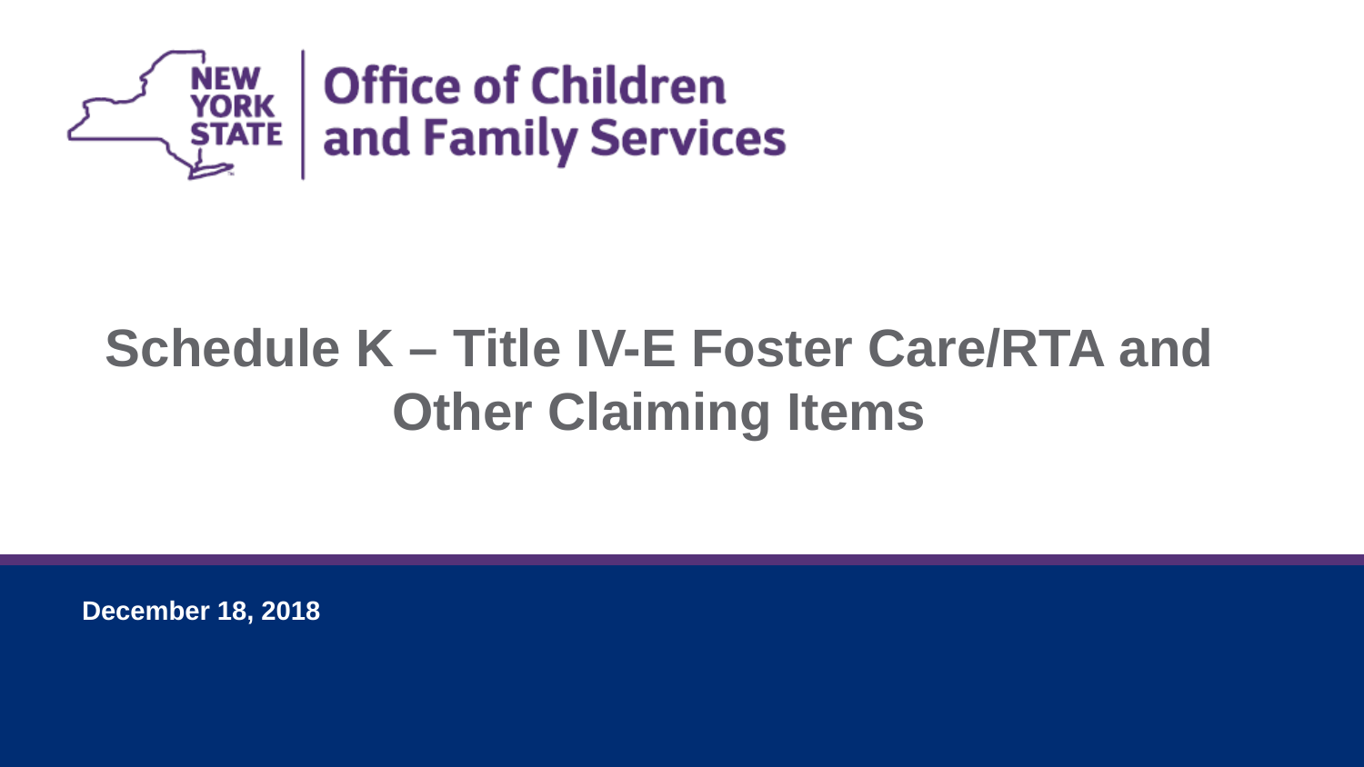NEW YORK STATE | Office of Children and Family Services

# Schedule K – Title IV-E Foster Care/RTA and Other Claiming Items

**December 18, 2018**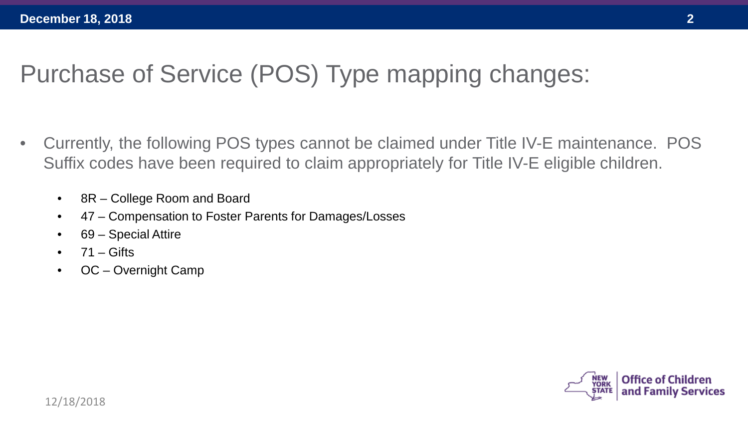# Purchase of Service (POS) Type mapping changes:

- Currently, the following POS types cannot be claimed under Title IV-E maintenance. POS Suffix codes have been required to claim appropriately for Title IV-E eligible children.
  - 8R – College Room and Board
  - 47 – Compensation to Foster Parents for Damages/Losses
  - 69 – Special Attire
  - 71 – Gifts
  - OC – Overnight Camp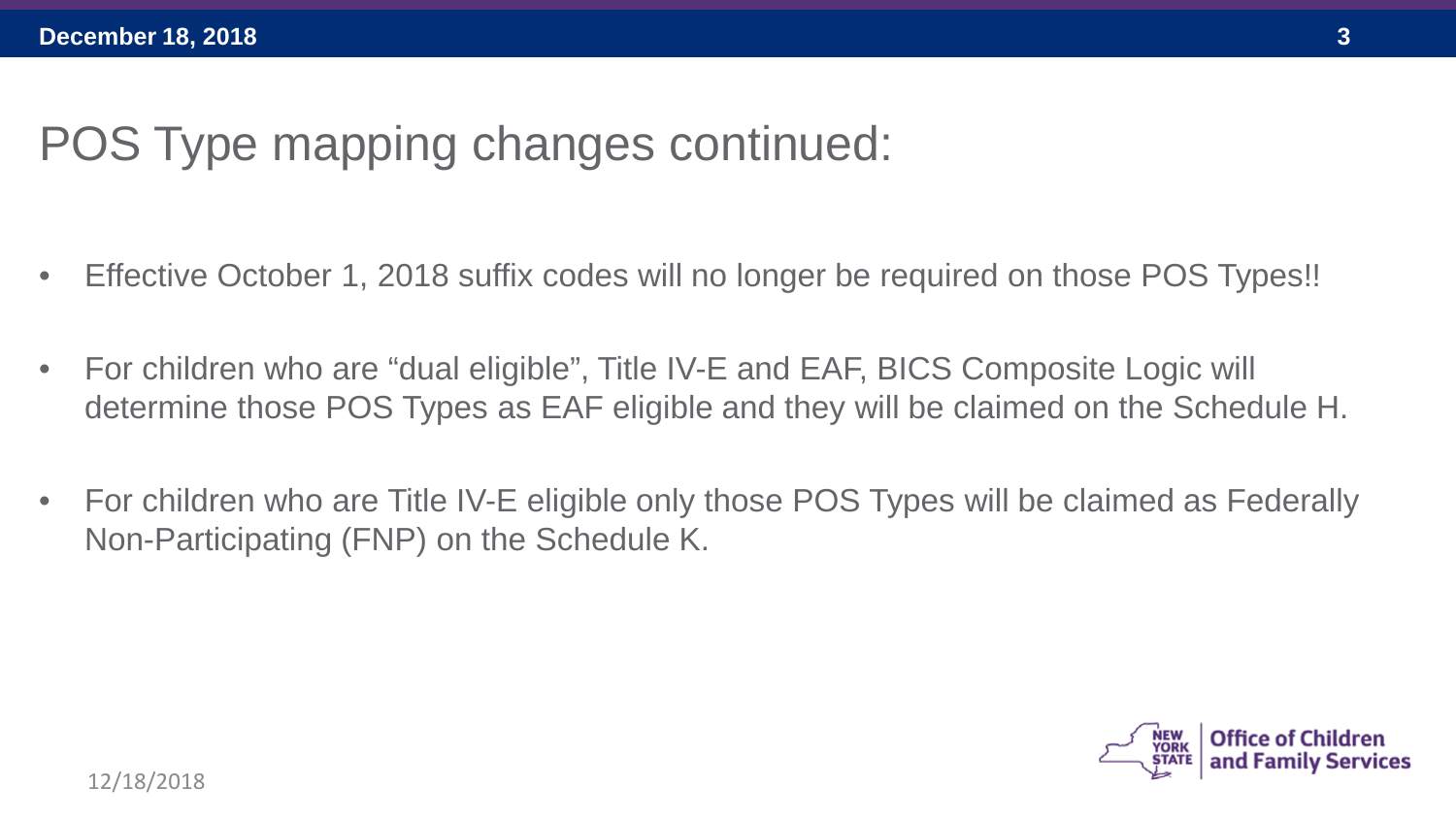# POS Type mapping changes continued:

- Effective October 1, 2018 suffix codes will no longer be required on those POS Types!!
- For children who are "dual eligible", Title IV-E and EAF, BICS Composite Logic will determine those POS Types as EAF eligible and they will be claimed on the Schedule H.
- For children who are Title IV-E eligible only those POS Types will be claimed as Federally Non-Participating (FNP) on the Schedule K.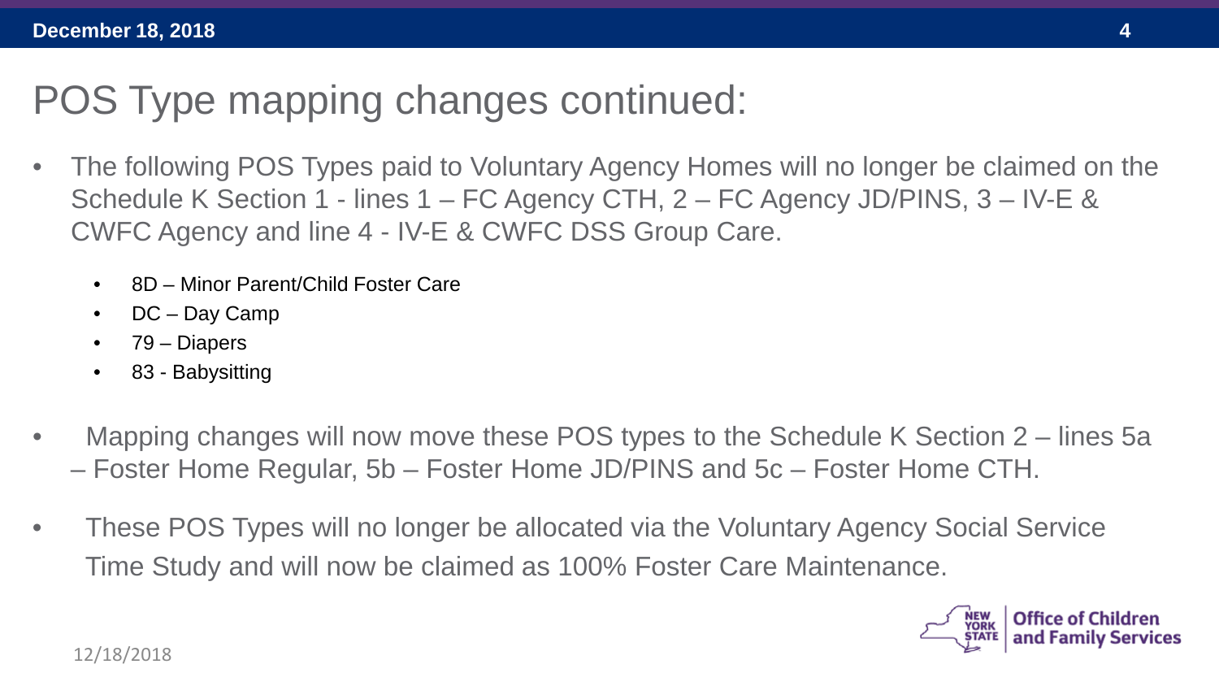# POS Type mapping changes continued:

- The following POS Types paid to Voluntary Agency Homes will no longer be claimed on the Schedule K Section 1 - lines 1 – FC Agency CTH, 2 – FC Agency JD/PINS, 3 – IV-E & CWFC Agency and line 4 - IV-E & CWFC DSS Group Care.
  - 8D – Minor Parent/Child Foster Care
  - DC – Day Camp
  - 79 – Diapers
  - 83 - Babysitting
- Mapping changes will now move these POS types to the Schedule K Section 2 – lines 5a – Foster Home Regular, 5b – Foster Home JD/PINS and 5c – Foster Home CTH.
- These POS Types will no longer be allocated via the Voluntary Agency Social Service Time Study and will now be claimed as 100% Foster Care Maintenance.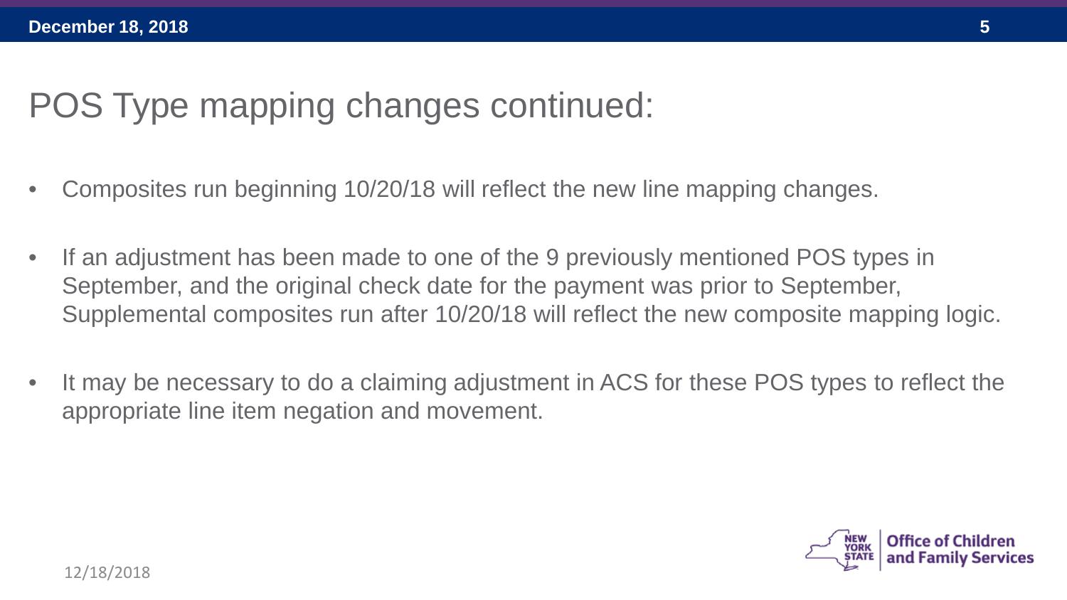# POS Type mapping changes continued:

- Composites run beginning 10/20/18 will reflect the new line mapping changes.
- If an adjustment has been made to one of the 9 previously mentioned POS types in September, and the original check date for the payment was prior to September, Supplemental composites run after 10/20/18 will reflect the new composite mapping logic.
- It may be necessary to do a claiming adjustment in ACS for these POS types to reflect the appropriate line item negation and movement.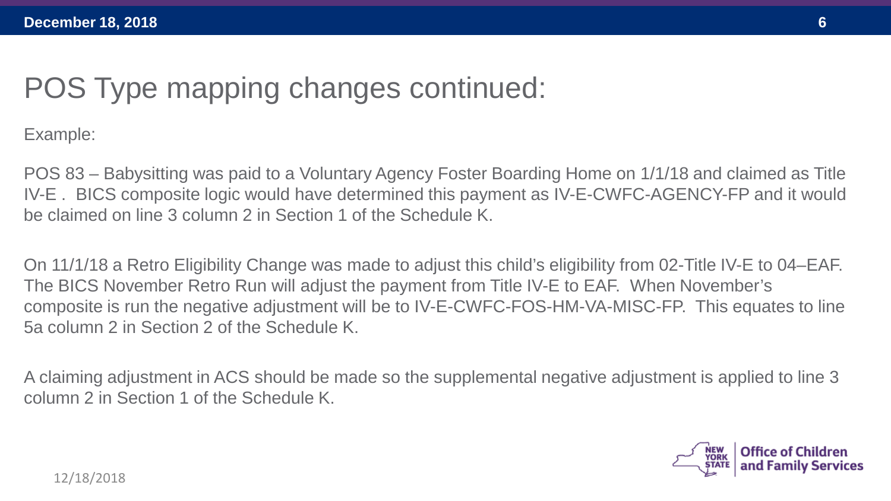# POS Type mapping changes continued:

Example:

POS 83 – Babysitting was paid to a Voluntary Agency Foster Boarding Home on 1/1/18 and claimed as Title IV-E . BICS composite logic would have determined this payment as IV-E-CWFC-AGENCY-FP and it would be claimed on line 3 column 2 in Section 1 of the Schedule K.

On 11/1/18 a Retro Eligibility Change was made to adjust this child's eligibility from 02-Title IV-E to 04–EAF. The BICS November Retro Run will adjust the payment from Title IV-E to EAF. When November's composite is run the negative adjustment will be to IV-E-CWFC-FOS-HM-VA-MISC-FP. This equates to line 5a column 2 in Section 2 of the Schedule K.

A claiming adjustment in ACS should be made so the supplemental negative adjustment is applied to line 3 column 2 in Section 1 of the Schedule K.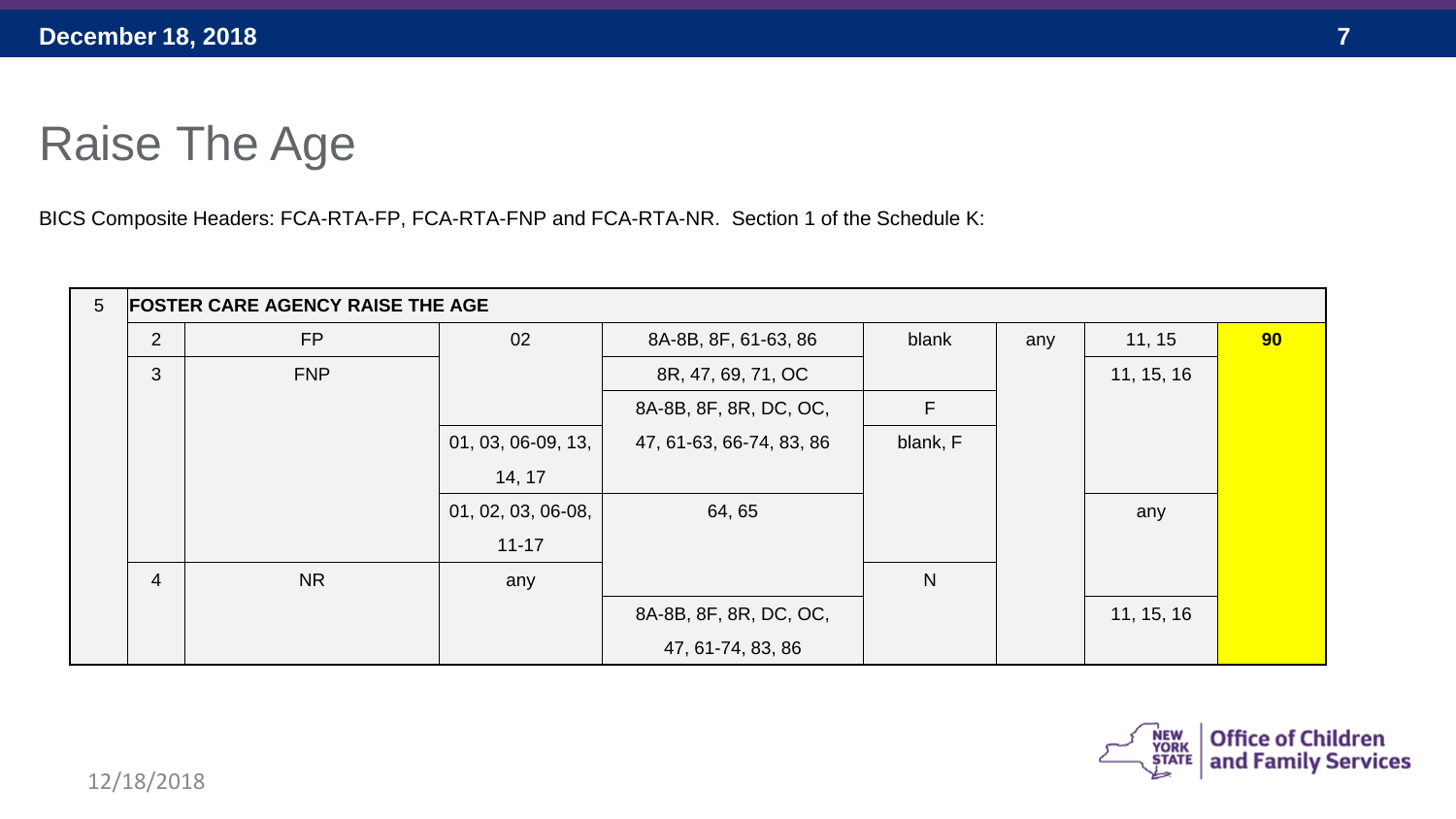# Raise The Age

BICS Composite Headers: FCA-RTA-FP, FCA-RTA-FNP and FCA-RTA-NR. Section 1 of the Schedule K:

| 5 | FOSTER CARE AGENCY RAISE THE AGE | | | | | | |
|---|---|---|---|---|---|---|---|
| | 2 | FP | 02 | 8A-8B, 8F, 61-63, 86 | blank | any | 11, 15 | **90** |
| | 3 | FNP | | 8R, 47, 69, 71, OC | | | 11, 15, 16 | |
| | | | | 8A-8B, 8F, 8R, DC, OC, | F | | | |
| | | | 01, 03, 06-09, 13, 14, 17 | 47, 61-63, 66-74, 83, 86 | blank, F | | | |
| | | | 01, 02, 03, 06-08, 11-17 | 64, 65 | | | any | |
| | 4 | NR | any | | N | | | |
| | | | | 8A-8B, 8F, 8R, DC, OC, 47, 61-74, 83, 86 | | | 11, 15, 16 | |

12/18/2018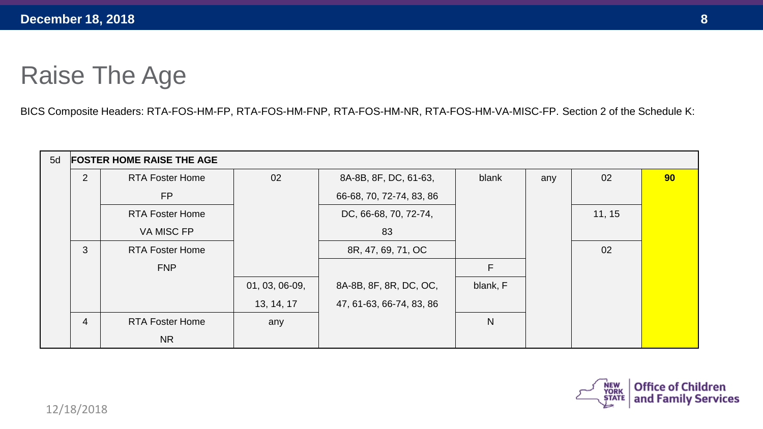# Raise The Age

BICS Composite Headers: RTA-FOS-HM-FP, RTA-FOS-HM-FNP, RTA-FOS-HM-NR, RTA-FOS-HM-VA-MISC-FP. Section 2 of the Schedule K:

| 5d | FOSTER HOME RAISE THE AGE | | | | | | | |
|---|---|---|---|---|---|---|---|---|
| | 2 | RTA Foster Home FP | 02 | 8A-8B, 8F, DC, 61-63, 66-68, 70, 72-74, 83, 86 | blank | any | 02 | **90** |
| | | RTA Foster Home VA MISC FP | | DC, 66-68, 70, 72-74, 83 | | | 11, 15 | |
| | 3 | RTA Foster Home FNP | | 8R, 47, 69, 71, OC | | | 02 | |
| | | | | | F | | | |
| | | | 01, 03, 06-09, 13, 14, 17 | 8A-8B, 8F, 8R, DC, OC, 47, 61-63, 66-74, 83, 86 | blank, F | | | |
| | 4 | RTA Foster Home NR | any | | N | | | |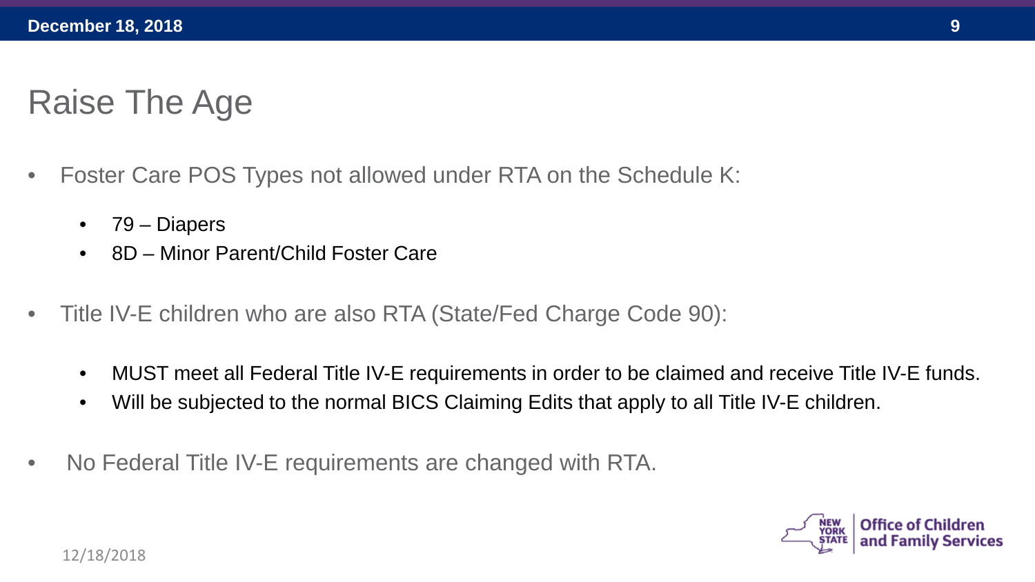# Raise The Age

- Foster Care POS Types not allowed under RTA on the Schedule K:
  - 79 – Diapers
  - 8D – Minor Parent/Child Foster Care

- Title IV-E children who are also RTA (State/Fed Charge Code 90):
  - MUST meet all Federal Title IV-E requirements in order to be claimed and receive Title IV-E funds.
  - Will be subjected to the normal BICS Claiming Edits that apply to all Title IV-E children.

- No Federal Title IV-E requirements are changed with RTA.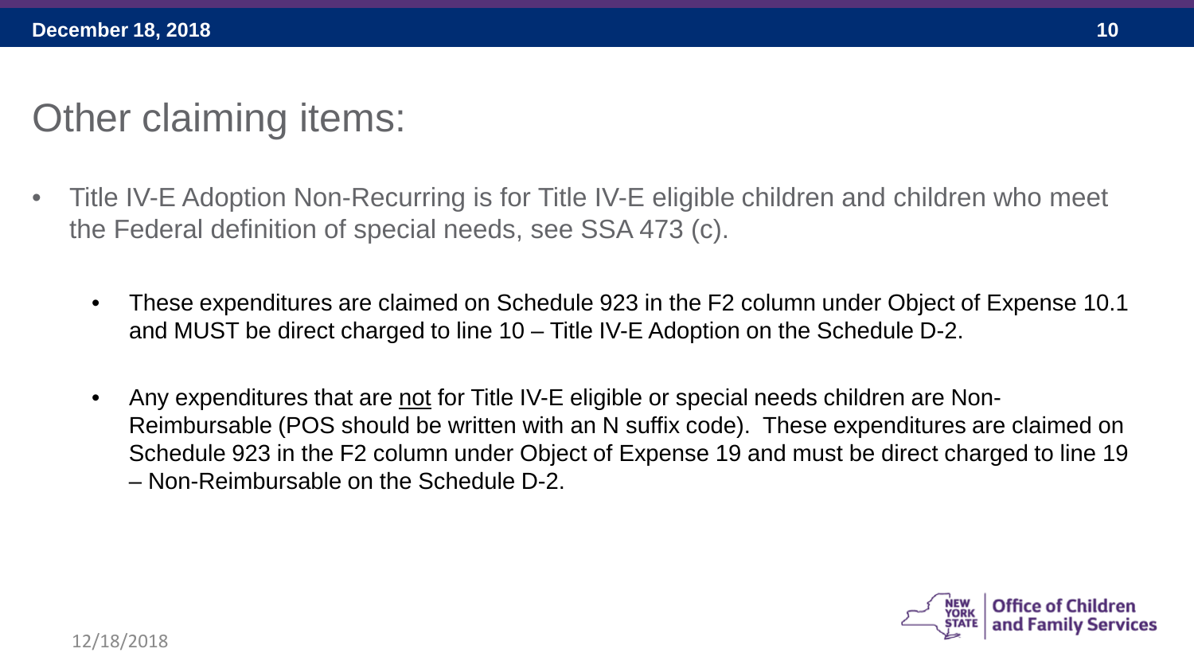# Other claiming items:

- Title IV-E Adoption Non-Recurring is for Title IV-E eligible children and children who meet the Federal definition of special needs, see SSA 473 (c).
  - These expenditures are claimed on Schedule 923 in the F2 column under Object of Expense 10.1 and MUST be direct charged to line 10 – Title IV-E Adoption on the Schedule D-2.
  - Any expenditures that are <u>not</u> for Title IV-E eligible or special needs children are Non-Reimbursable (POS should be written with an N suffix code). These expenditures are claimed on Schedule 923 in the F2 column under Object of Expense 19 and must be direct charged to line 19 – Non-Reimbursable on the Schedule D-2.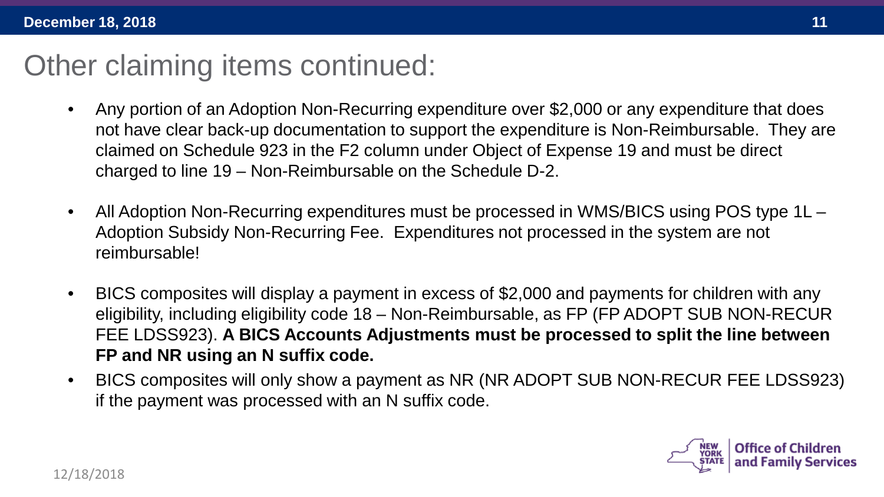# Other claiming items continued:

- Any portion of an Adoption Non-Recurring expenditure over $2,000 or any expenditure that does not have clear back-up documentation to support the expenditure is Non-Reimbursable. They are claimed on Schedule 923 in the F2 column under Object of Expense 19 and must be direct charged to line 19 – Non-Reimbursable on the Schedule D-2.

- All Adoption Non-Recurring expenditures must be processed in WMS/BICS using POS type 1L – Adoption Subsidy Non-Recurring Fee. Expenditures not processed in the system are not reimbursable!

- BICS composites will display a payment in excess of $2,000 and payments for children with any eligibility, including eligibility code 18 – Non-Reimbursable, as FP (FP ADOPT SUB NON-RECUR FEE LDSS923). **A BICS Accounts Adjustments must be processed to split the line between FP and NR using an N suffix code.**
- BICS composites will only show a payment as NR (NR ADOPT SUB NON-RECUR FEE LDSS923) if the payment was processed with an N suffix code.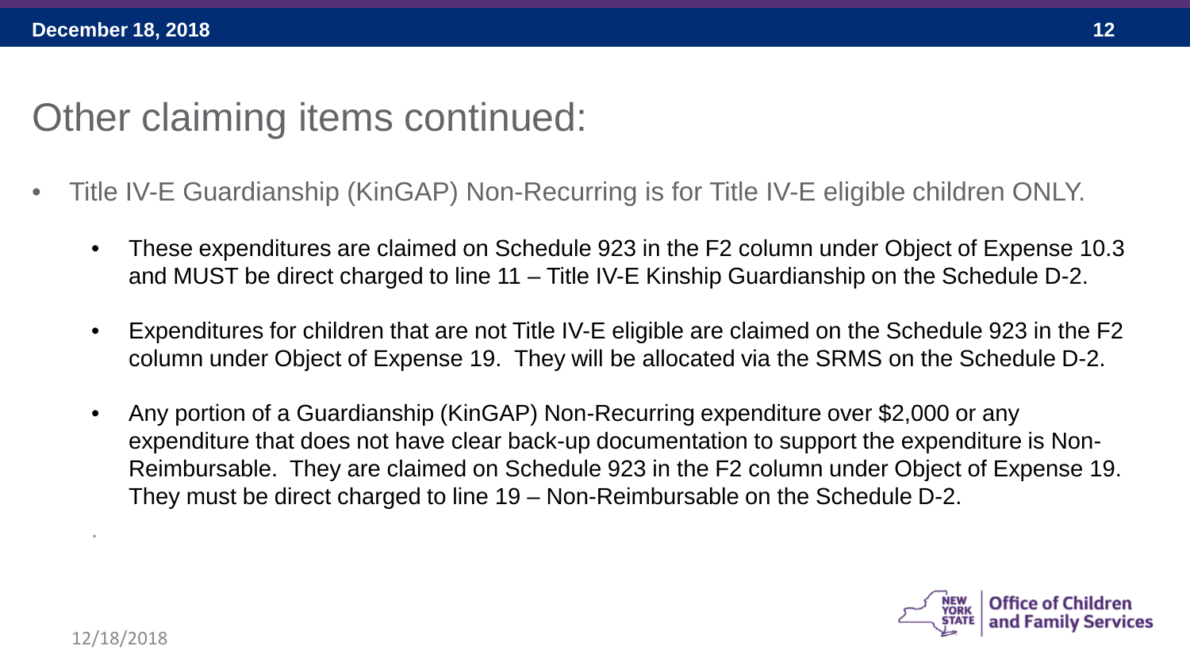# Other claiming items continued:

- Title IV-E Guardianship (KinGAP) Non-Recurring is for Title IV-E eligible children ONLY.
  - These expenditures are claimed on Schedule 923 in the F2 column under Object of Expense 10.3 and MUST be direct charged to line 11 – Title IV-E Kinship Guardianship on the Schedule D-2.
  - Expenditures for children that are not Title IV-E eligible are claimed on the Schedule 923 in the F2 column under Object of Expense 19. They will be allocated via the SRMS on the Schedule D-2.
  - Any portion of a Guardianship (KinGAP) Non-Recurring expenditure over $2,000 or any expenditure that does not have clear back-up documentation to support the expenditure is Non-Reimbursable. They are claimed on Schedule 923 in the F2 column under Object of Expense 19. They must be direct charged to line 19 – Non-Reimbursable on the Schedule D-2.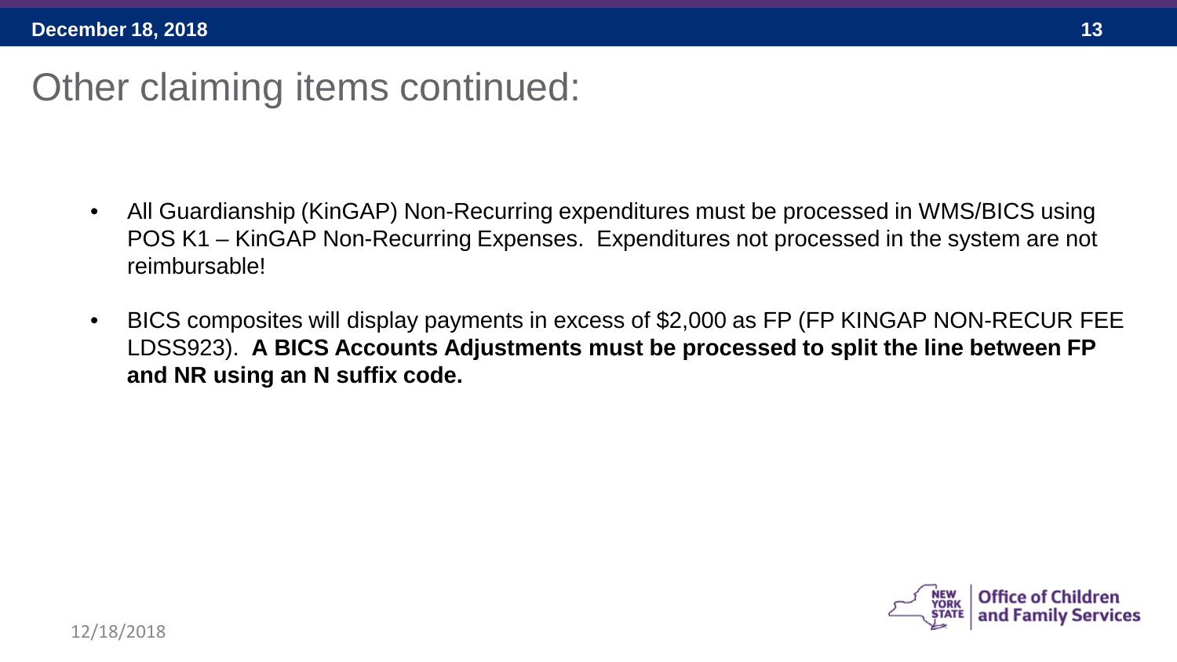# Other claiming items continued:

- All Guardianship (KinGAP) Non-Recurring expenditures must be processed in WMS/BICS using POS K1 – KinGAP Non-Recurring Expenses. Expenditures not processed in the system are not reimbursable!
- BICS composites will display payments in excess of $2,000 as FP (FP KINGAP NON-RECUR FEE LDSS923). **A BICS Accounts Adjustments must be processed to split the line between FP and NR using an N suffix code.**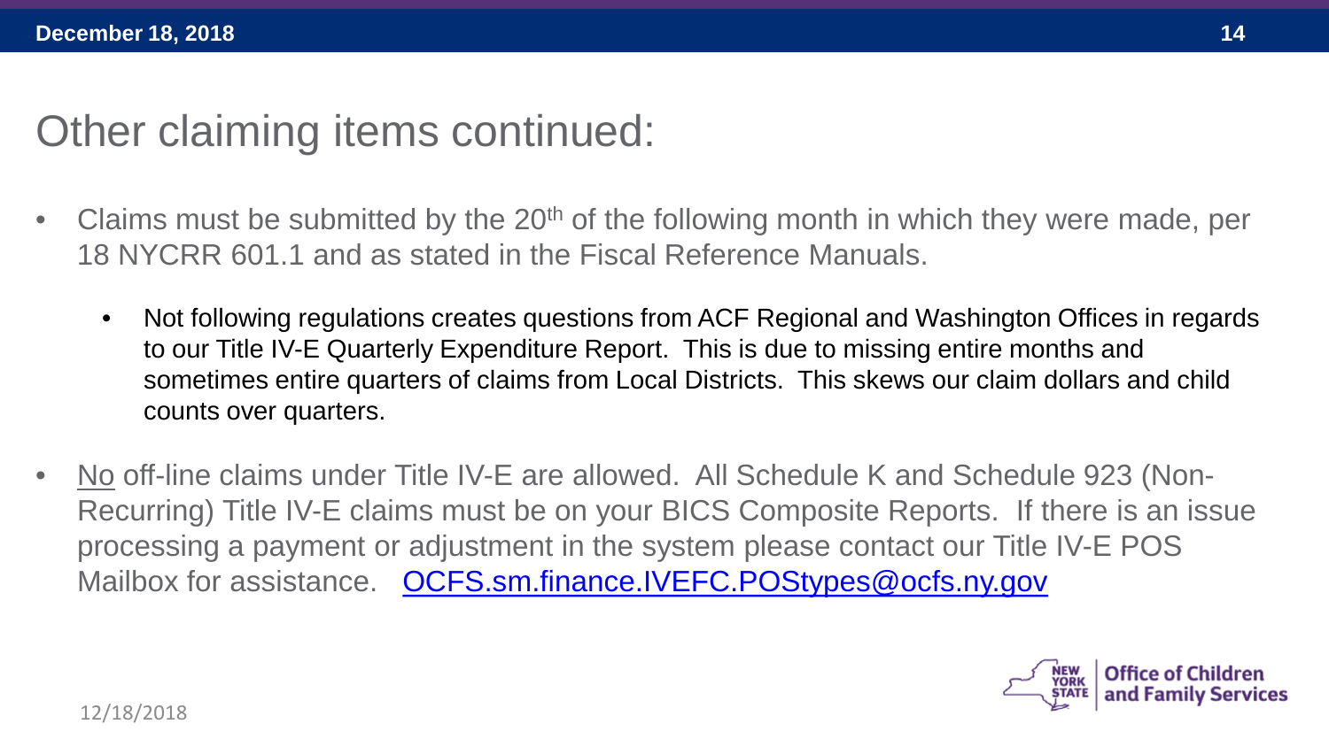# Other claiming items continued:

- Claims must be submitted by the 20th of the following month in which they were made, per 18 NYCRR 601.1 and as stated in the Fiscal Reference Manuals.
  - Not following regulations creates questions from ACF Regional and Washington Offices in regards to our Title IV-E Quarterly Expenditure Report. This is due to missing entire months and sometimes entire quarters of claims from Local Districts. This skews our claim dollars and child counts over quarters.
- No off-line claims under Title IV-E are allowed. All Schedule K and Schedule 923 (Non-Recurring) Title IV-E claims must be on your BICS Composite Reports. If there is an issue processing a payment or adjustment in the system please contact our Title IV-E POS Mailbox for assistance. OCFS.sm.finance.IVEFC.POStypes@ocfs.ny.gov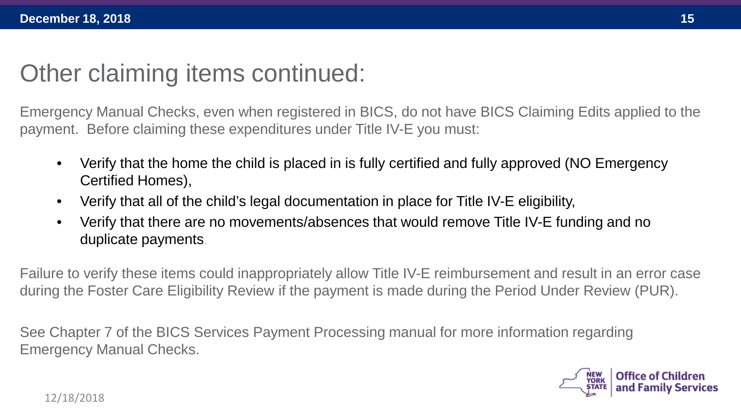# Other claiming items continued:

Emergency Manual Checks, even when registered in BICS, do not have BICS Claiming Edits applied to the payment. Before claiming these expenditures under Title IV-E you must:

- Verify that the home the child is placed in is fully certified and fully approved (NO Emergency Certified Homes),
- Verify that all of the child's legal documentation in place for Title IV-E eligibility,
- Verify that there are no movements/absences that would remove Title IV-E funding and no duplicate payments.

Failure to verify these items could inappropriately allow Title IV-E reimbursement and result in an error case during the Foster Care Eligibility Review if the payment is made during the Period Under Review (PUR).

See Chapter 7 of the BICS Services Payment Processing manual for more information regarding Emergency Manual Checks.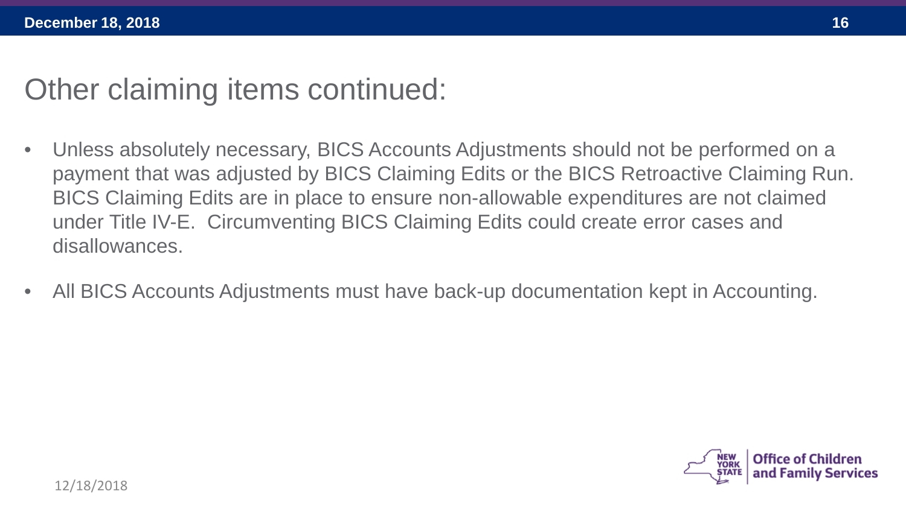# Other claiming items continued:

- Unless absolutely necessary, BICS Accounts Adjustments should not be performed on a payment that was adjusted by BICS Claiming Edits or the BICS Retroactive Claiming Run. BICS Claiming Edits are in place to ensure non-allowable expenditures are not claimed under Title IV-E. Circumventing BICS Claiming Edits could create error cases and disallowances.
- All BICS Accounts Adjustments must have back-up documentation kept in Accounting.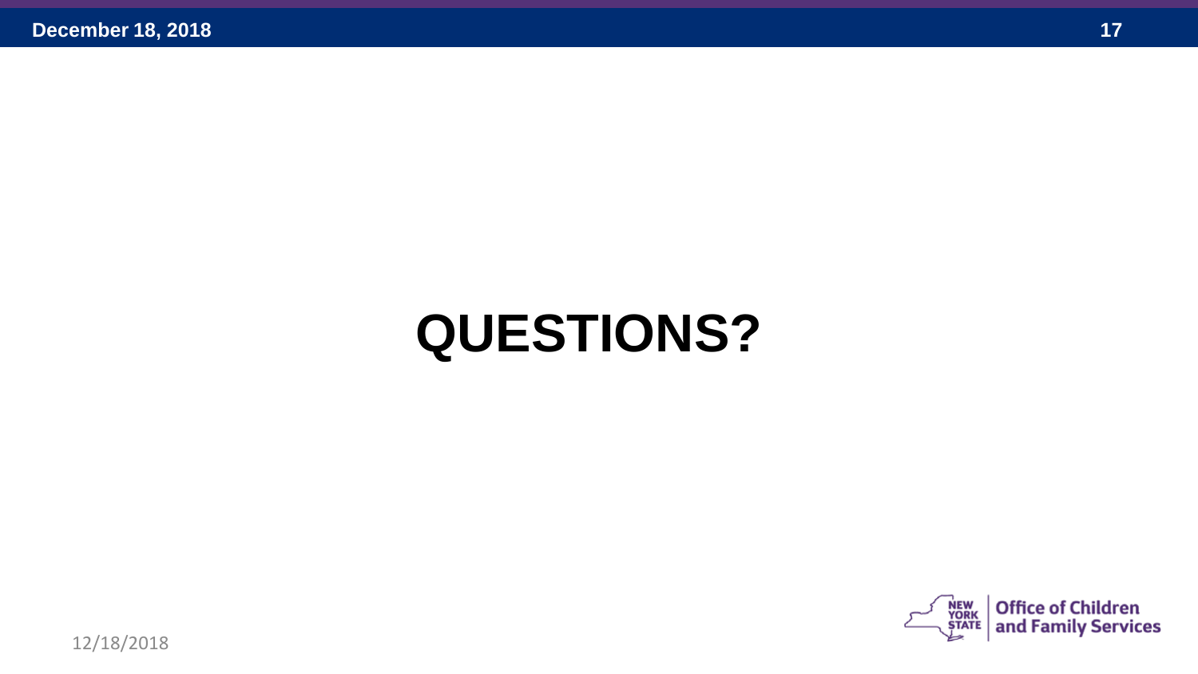# QUESTIONS?